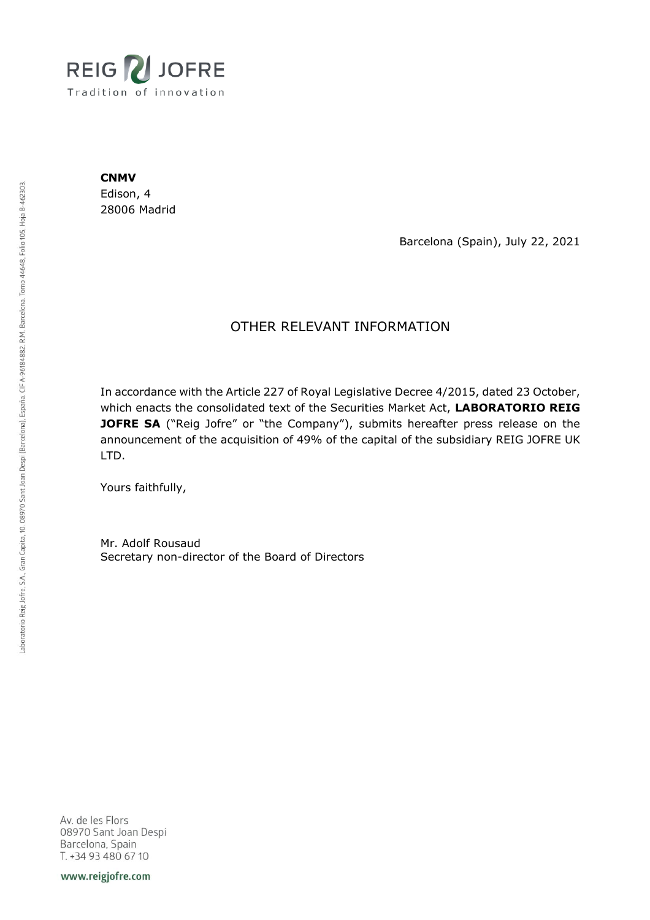**CNMV**
Edison, 4
28006 Madrid

Barcelona (Spain), July 22, 2021

## OTHER RELEVANT INFORMATION

In accordance with the Article 227 of Royal Legislative Decree 4/2015, dated 23 October, which enacts the consolidated text of the Securities Market Act, **LABORATORIO REIG JOFRE SA** ("Reig Jofre" or "the Company"), submits hereafter press release on the announcement of the acquisition of 49% of the capital of the subsidiary REIG JOFRE UK LTD.

Yours faithfully,

Mr. Adolf Rousaud
Secretary non-director of the Board of Directors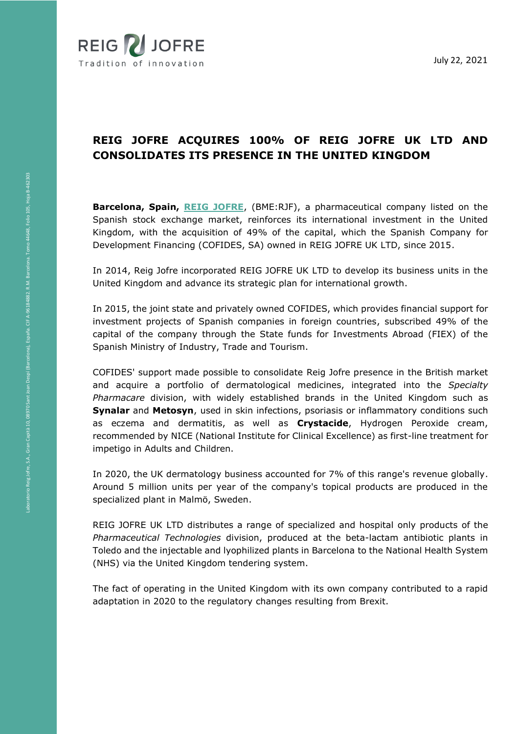July 22, 2021

# REIG JOFRE ACQUIRES 100% OF REIG JOFRE UK LTD AND CONSOLIDATES ITS PRESENCE IN THE UNITED KINGDOM

**Barcelona, Spain, REIG JOFRE**, (BME:RJF), a pharmaceutical company listed on the Spanish stock exchange market, reinforces its international investment in the United Kingdom, with the acquisition of 49% of the capital, which the Spanish Company for Development Financing (COFIDES, SA) owned in REIG JOFRE UK LTD, since 2015.

In 2014, Reig Jofre incorporated REIG JOFRE UK LTD to develop its business units in the United Kingdom and advance its strategic plan for international growth.

In 2015, the joint state and privately owned COFIDES, which provides financial support for investment projects of Spanish companies in foreign countries, subscribed 49% of the capital of the company through the State funds for Investments Abroad (FIEX) of the Spanish Ministry of Industry, Trade and Tourism.

COFIDES' support made possible to consolidate Reig Jofre presence in the British market and acquire a portfolio of dermatological medicines, integrated into the *Specialty Pharmacare* division, with widely established brands in the United Kingdom such as **Synalar** and **Metosyn**, used in skin infections, psoriasis or inflammatory conditions such as eczema and dermatitis, as well as **Crystacide**, Hydrogen Peroxide cream, recommended by NICE (National Institute for Clinical Excellence) as first-line treatment for impetigo in Adults and Children.

In 2020, the UK dermatology business accounted for 7% of this range's revenue globally. Around 5 million units per year of the company's topical products are produced in the specialized plant in Malmö, Sweden.

REIG JOFRE UK LTD distributes a range of specialized and hospital only products of the *Pharmaceutical Technologies* division, produced at the beta-lactam antibiotic plants in Toledo and the injectable and lyophilized plants in Barcelona to the National Health System (NHS) via the United Kingdom tendering system.

The fact of operating in the United Kingdom with its own company contributed to a rapid adaptation in 2020 to the regulatory changes resulting from Brexit.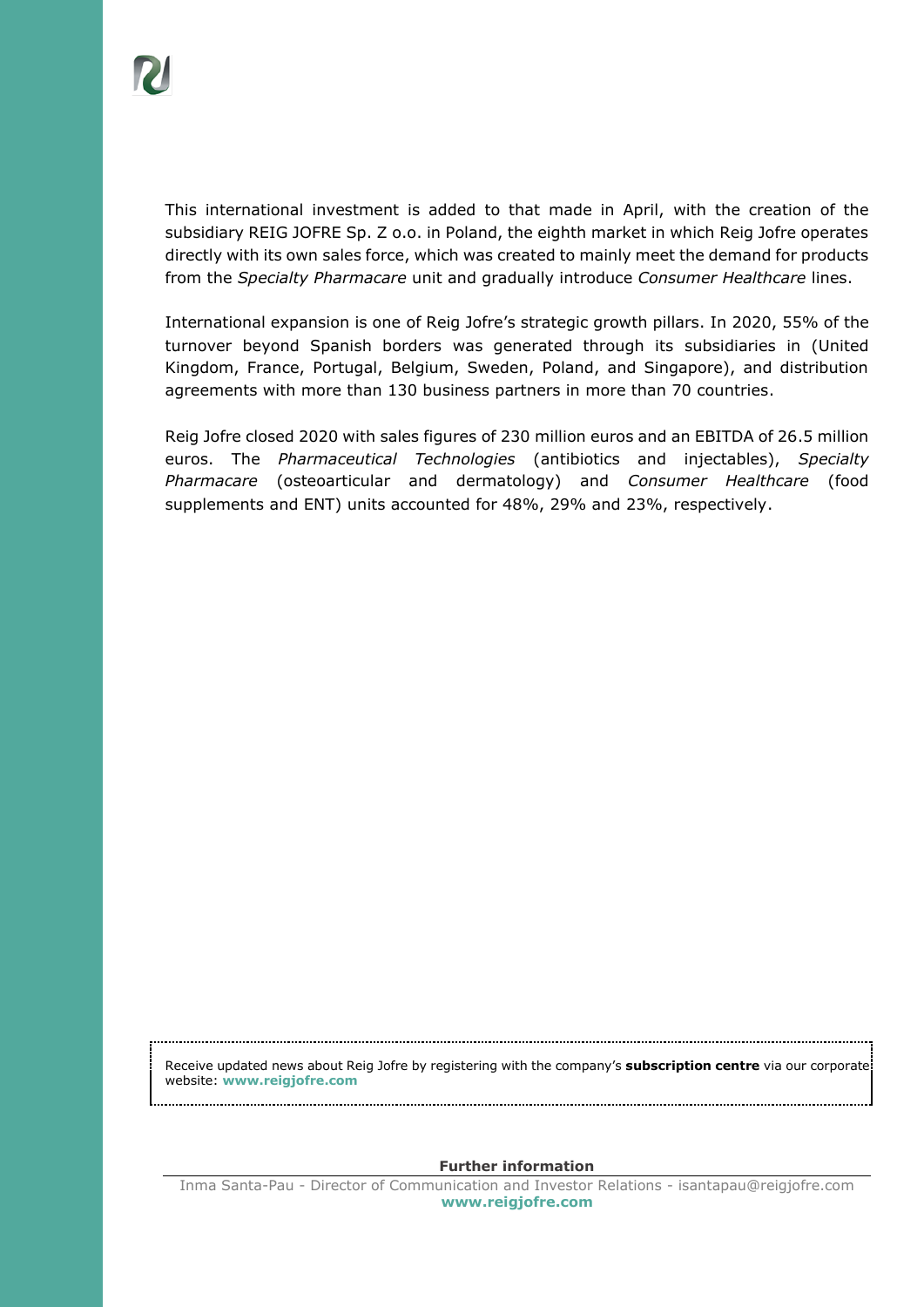This international investment is added to that made in April, with the creation of the subsidiary REIG JOFRE Sp. Z o.o. in Poland, the eighth market in which Reig Jofre operates directly with its own sales force, which was created to mainly meet the demand for products from the *Specialty Pharmacare* unit and gradually introduce *Consumer Healthcare* lines.

International expansion is one of Reig Jofre's strategic growth pillars. In 2020, 55% of the turnover beyond Spanish borders was generated through its subsidiaries in (United Kingdom, France, Portugal, Belgium, Sweden, Poland, and Singapore), and distribution agreements with more than 130 business partners in more than 70 countries.

Reig Jofre closed 2020 with sales figures of 230 million euros and an EBITDA of 26.5 million euros. The *Pharmaceutical Technologies* (antibiotics and injectables), *Specialty Pharmacare* (osteoarticular and dermatology) and *Consumer Healthcare* (food supplements and ENT) units accounted for 48%, 29% and 23%, respectively.

Receive updated news about Reig Jofre by registering with the company's **subscription centre** via our corporate website: **www.reigjofre.com**

**Further information**

Inma Santa-Pau - Director of Communication and Investor Relations - isantapau@reigjofre.com
**www.reigjofre.com**